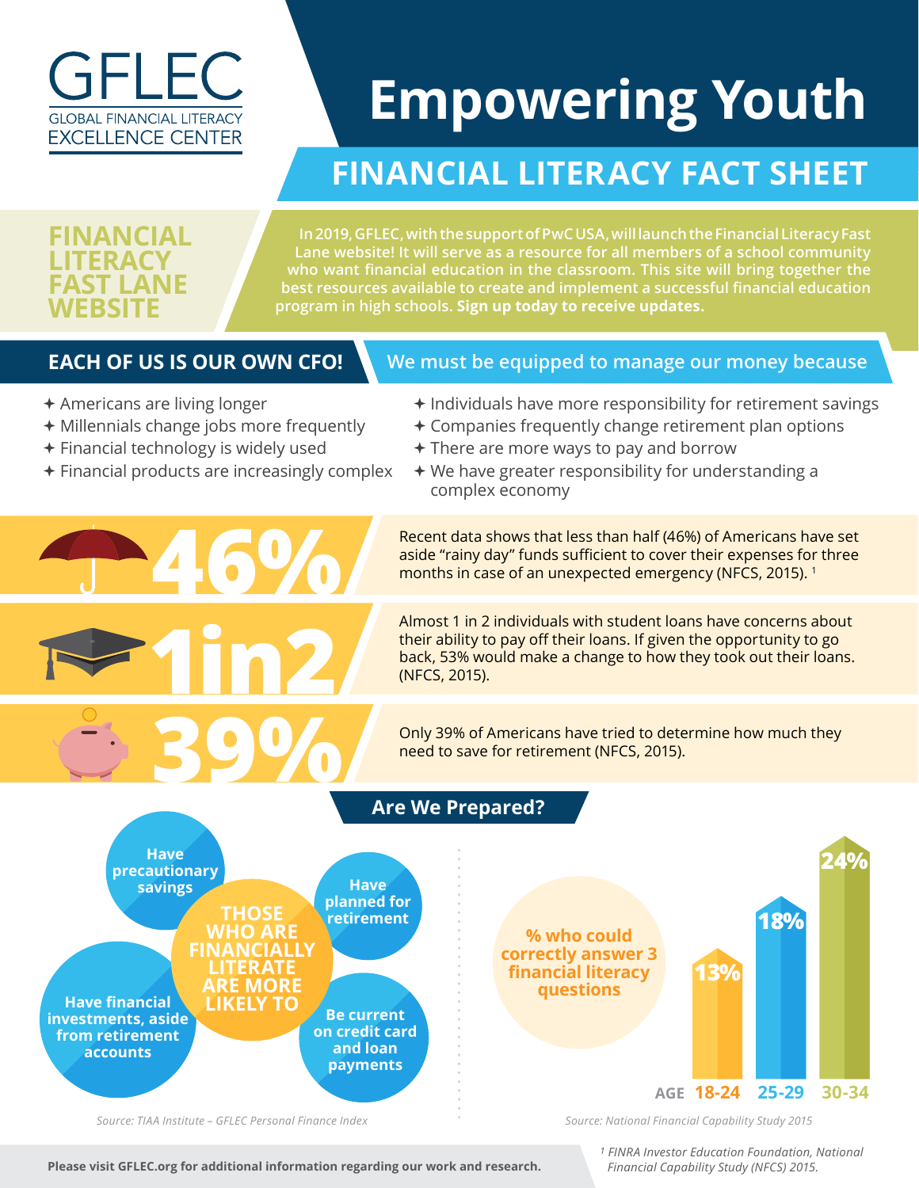# GFLEC

GLOBAL FINANCIAL LITERACY EXCELLENCE CENTER

# Empowering Youth

## FINANCIAL LITERACY FACT SHEET

### FINANCIAL LITERACY FAST LANE WEBSITE

In 2019, GFLEC, with the support of PwC USA, will launch the Financial Literacy Fast Lane website! It will serve as a resource for all members of a school community who want financial education in the classroom. This site will bring together the best resources available to create and implement a successful financial education program in high schools. **Sign up today to receive updates.**

### EACH OF US IS OUR OWN CFO!

We must be equipped to manage our money because

- Americans are living longer
- Millennials change jobs more frequently
- Financial technology is widely used
- Financial products are increasingly complex
- Individuals have more responsibility for retirement savings
- Companies frequently change retirement plan options
- There are more ways to pay and borrow
- We have greater responsibility for understanding a complex economy

**46%** — Recent data shows that less than half (46%) of Americans have set aside "rainy day" funds sufficient to cover their expenses for three months in case of an unexpected emergency (NFCS, 2015). [1]

**1in2** — Almost 1 in 2 individuals with student loans have concerns about their ability to pay off their loans. If given the opportunity to go back, 53% would make a change to how they took out their loans. (NFCS, 2015).

**39%** — Only 39% of Americans have tried to determine how much they need to save for retirement (NFCS, 2015).

### Are We Prepared?

**THOSE WHO ARE FINANCIALLY LITERATE ARE MORE LIKELY TO**

- Have precautionary savings
- Have planned for retirement
- Have financial investments, aside from retirement accounts
- Be current on credit card and loan payments

*Source: TIAA Institute – GFLEC Personal Finance Index*

**% who could correctly answer 3 financial literacy questions**

| AGE | 18-24 | 25-29 | 30-34 |
|---|---|---|---|
| % | 13% | 18% | 24% |

*Source: National Financial Capability Study 2015*

**Please visit GFLEC.org for additional information regarding our work and research.**

*[1] FINRA Investor Education Foundation, National Financial Capability Study (NFCS) 2015.*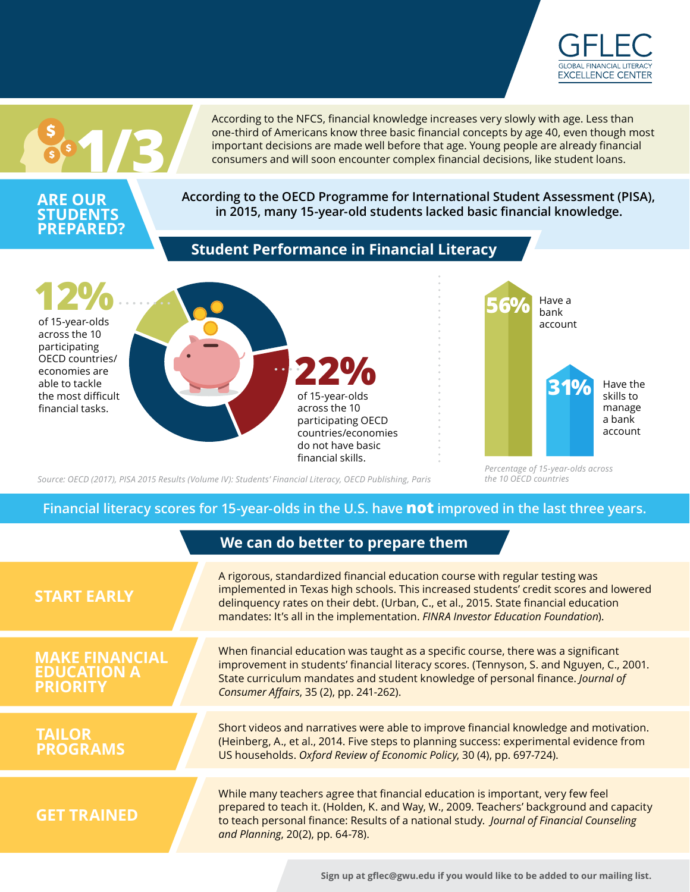GFLEC
GLOBAL FINANCIAL LITERACY EXCELLENCE CENTER

**1/3**

According to the NFCS, financial knowledge increases very slowly with age. Less than one-third of Americans know three basic financial concepts by age 40, even though most important decisions are made well before that age. Young people are already financial consumers and will soon encounter complex financial decisions, like student loans.

## ARE OUR STUDENTS PREPARED?

**According to the OECD Programme for International Student Assessment (PISA), in 2015, many 15-year-old students lacked basic financial knowledge.**

### Student Performance in Financial Literacy

**12%** of 15-year-olds across the 10 participating OECD countries/economies are able to tackle the most difficult financial tasks.

**22%** of 15-year-olds across the 10 participating OECD countries/economies do not have basic financial skills.

*Source: OECD (2017), PISA 2015 Results (Volume IV): Students' Financial Literacy, OECD Publishing, Paris*

56% Have a bank account

31% Have the skills to manage a bank account

*Percentage of 15-year-olds across the 10 OECD countries*

Financial literacy scores for 15-year-olds in the U.S. have **not** improved in the last three years.

## We can do better to prepare them

**START EARLY**

A rigorous, standardized financial education course with regular testing was implemented in Texas high schools. This increased students' credit scores and lowered delinquency rates on their debt. (Urban, C., et al., 2015. State financial education mandates: It's all in the implementation. *FINRA Investor Education Foundation*).

**MAKE FINANCIAL EDUCATION A PRIORITY**

When financial education was taught as a specific course, there was a significant improvement in students' financial literacy scores. (Tennyson, S. and Nguyen, C., 2001. State curriculum mandates and student knowledge of personal finance. *Journal of Consumer Affairs*, 35 (2), pp. 241-262).

**TAILOR PROGRAMS**

Short videos and narratives were able to improve financial knowledge and motivation. (Heinberg, A., et al., 2014. Five steps to planning success: experimental evidence from US households. *Oxford Review of Economic Policy*, 30 (4), pp. 697-724).

**GET TRAINED**

While many teachers agree that financial education is important, very few feel prepared to teach it. (Holden, K. and Way, W., 2009. Teachers' background and capacity to teach personal finance: Results of a national study. *Journal of Financial Counseling and Planning*, 20(2), pp. 64-78).

**Sign up at gflec@gwu.edu if you would like to be added to our mailing list.**